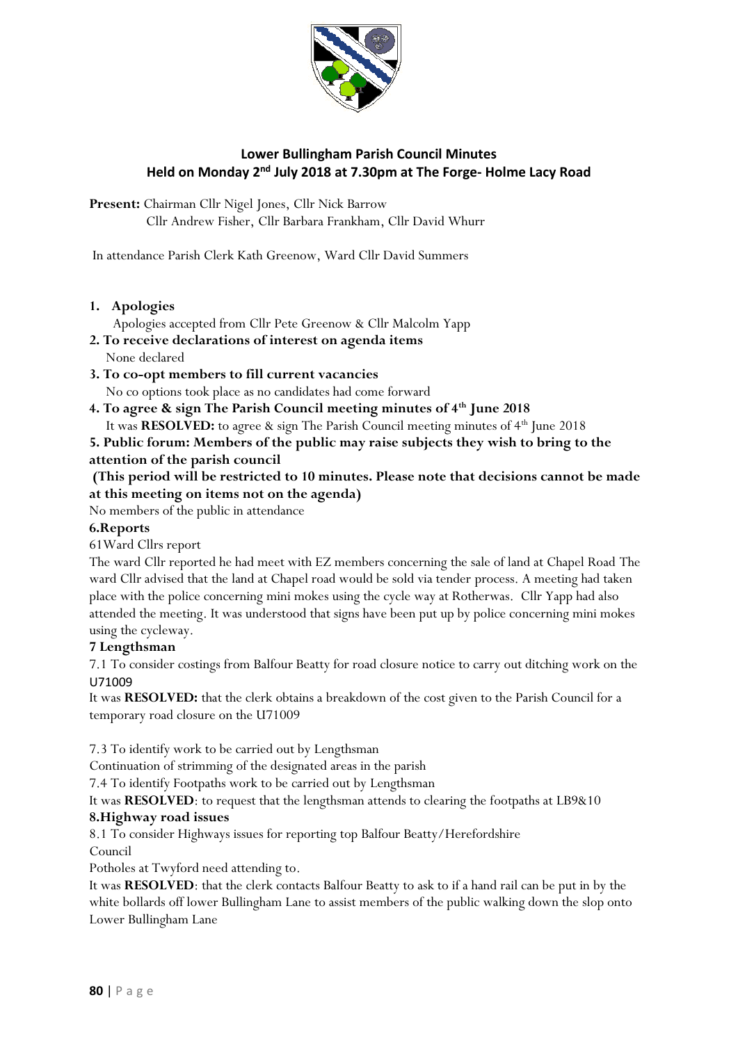# Lower Bullingham Parish Council Minutes
## Held on Monday 2nd July 2018 at 7.30pm at The Forge- Holme Lacy Road

**Present:** Chairman Cllr Nigel Jones, Cllr Nick Barrow
Cllr Andrew Fisher, Cllr Barbara Frankham, Cllr David Whurr

In attendance Parish Clerk Kath Greenow, Ward Cllr David Summers

**1. Apologies**

Apologies accepted from Cllr Pete Greenow & Cllr Malcolm Yapp

**2. To receive declarations of interest on agenda items**

None declared

**3. To co-opt members to fill current vacancies**

No co options took place as no candidates had come forward

**4. To agree & sign The Parish Council meeting minutes of 4th June 2018**

It was **RESOLVED:** to agree & sign The Parish Council meeting minutes of 4th June 2018

**5. Public forum: Members of the public may raise subjects they wish to bring to the attention of the parish council**

**(This period will be restricted to 10 minutes. Please note that decisions cannot be made at this meeting on items not on the agenda)**

No members of the public in attendance

**6.Reports**

61Ward Cllrs report

The ward Cllr reported he had meet with EZ members concerning the sale of land at Chapel Road The ward Cllr advised that the land at Chapel road would be sold via tender process. A meeting had taken place with the police concerning mini mokes using the cycle way at Rotherwas. Cllr Yapp had also attended the meeting. It was understood that signs have been put up by police concerning mini mokes using the cycleway.

**7 Lengthsman**

7.1 To consider costings from Balfour Beatty for road closure notice to carry out ditching work on the U71009

It was **RESOLVED:** that the clerk obtains a breakdown of the cost given to the Parish Council for a temporary road closure on the U71009

7.3 To identify work to be carried out by Lengthsman

Continuation of strimming of the designated areas in the parish

7.4 To identify Footpaths work to be carried out by Lengthsman

It was **RESOLVED**: to request that the lengthsman attends to clearing the footpaths at LB9&10

**8.Highway road issues**

8.1 To consider Highways issues for reporting top Balfour Beatty/Herefordshire Council

Potholes at Twyford need attending to.

It was **RESOLVED**: that the clerk contacts Balfour Beatty to ask to if a hand rail can be put in by the white bollards off lower Bullingham Lane to assist members of the public walking down the slop onto Lower Bullingham Lane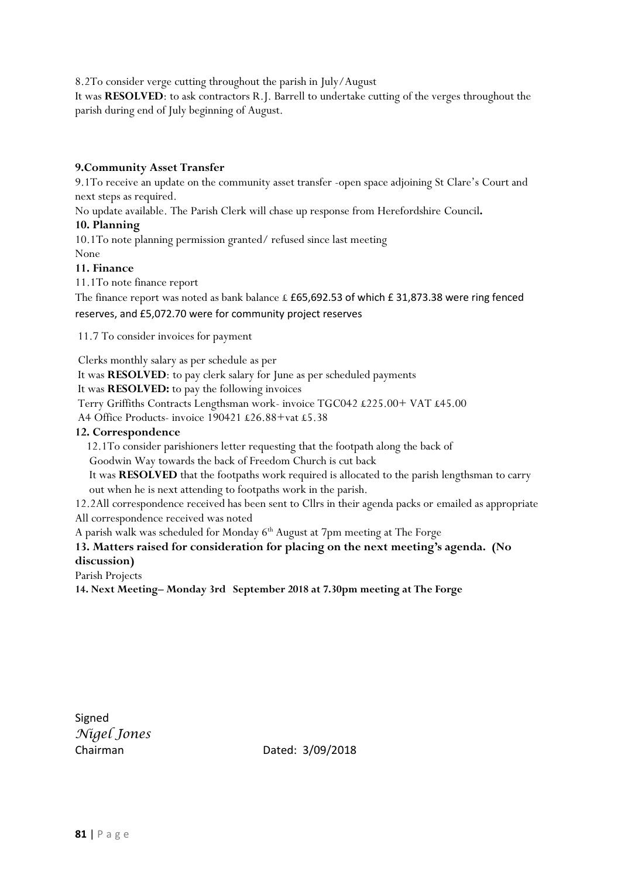8.2To consider verge cutting throughout the parish in July/August

It was **RESOLVED**: to ask contractors R.J. Barrell to undertake cutting of the verges throughout the parish during end of July beginning of August.

**9.Community Asset Transfer**

9.1To receive an update on the community asset transfer -open space adjoining St Clare's Court and next steps as required.

No update available. The Parish Clerk will chase up response from Herefordshire Council**.**

**10. Planning**

10.1To note planning permission granted/ refused since last meeting

None

**11. Finance**

11.1To note finance report

The finance report was noted as bank balance £ £65,692.53 of which £ 31,873.38 were ring fenced reserves, and £5,072.70 were for community project reserves

11.7 To consider invoices for payment

Clerks monthly salary as per schedule as per

It was **RESOLVED**: to pay clerk salary for June as per scheduled payments

It was **RESOLVED:** to pay the following invoices

Terry Griffiths Contracts Lengthsman work- invoice TGC042 £225.00+ VAT £45.00

A4 Office Products- invoice 190421 £26.88+vat £5.38

**12. Correspondence**

12.1To consider parishioners letter requesting that the footpath along the back of Goodwin Way towards the back of Freedom Church is cut back

It was **RESOLVED** that the footpaths work required is allocated to the parish lengthsman to carry out when he is next attending to footpaths work in the parish.

12.2All correspondence received has been sent to Cllrs in their agenda packs or emailed as appropriate

All correspondence received was noted

A parish walk was scheduled for Monday 6th August at 7pm meeting at The Forge

**13. Matters raised for consideration for placing on the next meeting's agenda. (No discussion)**

Parish Projects

**14. Next Meeting– Monday 3rd September 2018 at 7.30pm meeting at The Forge**

Signed

*Nigel Jones*

Chairman Dated: 3/09/2018